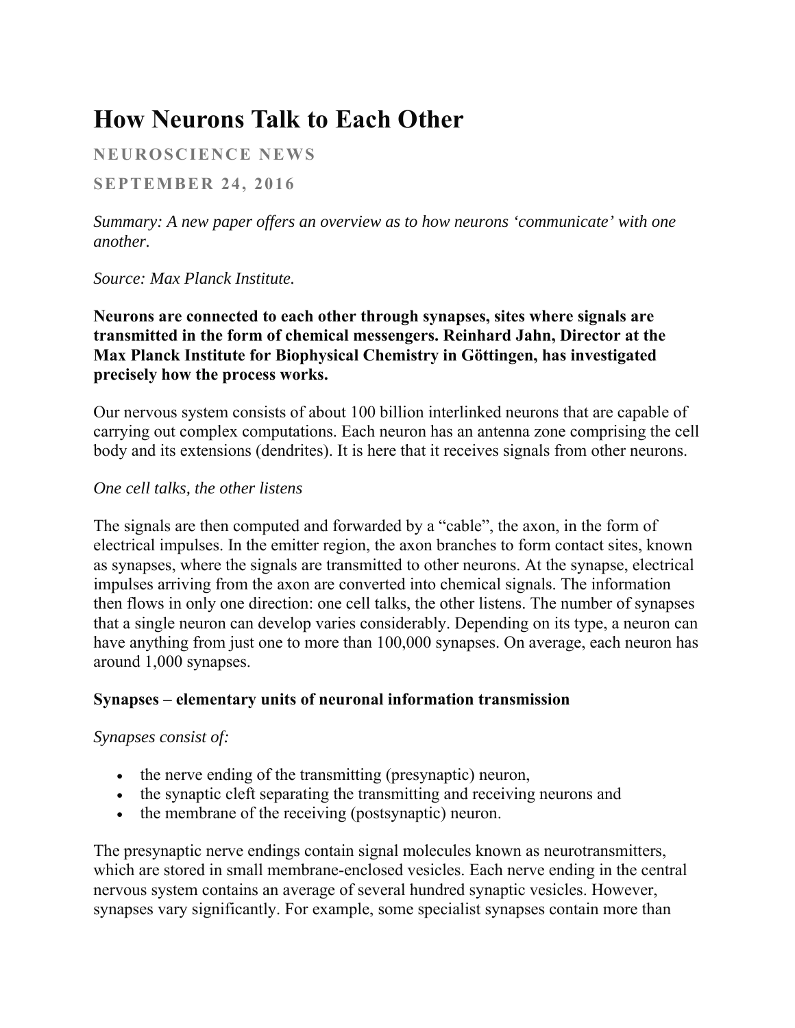# How Neurons Talk to Each Other

**NEUROSCIENCE NEWS**

**SEPTEMBER 24, 2016**

*Summary: A new paper offers an overview as to how neurons 'communicate' with one another.*

*Source: Max Planck Institute.*

**Neurons are connected to each other through synapses, sites where signals are transmitted in the form of chemical messengers. Reinhard Jahn, Director at the Max Planck Institute for Biophysical Chemistry in Göttingen, has investigated precisely how the process works.**

Our nervous system consists of about 100 billion interlinked neurons that are capable of carrying out complex computations. Each neuron has an antenna zone comprising the cell body and its extensions (dendrites). It is here that it receives signals from other neurons.

*One cell talks, the other listens*

The signals are then computed and forwarded by a "cable", the axon, in the form of electrical impulses. In the emitter region, the axon branches to form contact sites, known as synapses, where the signals are transmitted to other neurons. At the synapse, electrical impulses arriving from the axon are converted into chemical signals. The information then flows in only one direction: one cell talks, the other listens. The number of synapses that a single neuron can develop varies considerably. Depending on its type, a neuron can have anything from just one to more than 100,000 synapses. On average, each neuron has around 1,000 synapses.

**Synapses – elementary units of neuronal information transmission**

*Synapses consist of:*

- the nerve ending of the transmitting (presynaptic) neuron,
- the synaptic cleft separating the transmitting and receiving neurons and
- the membrane of the receiving (postsynaptic) neuron.

The presynaptic nerve endings contain signal molecules known as neurotransmitters, which are stored in small membrane-enclosed vesicles. Each nerve ending in the central nervous system contains an average of several hundred synaptic vesicles. However, synapses vary significantly. For example, some specialist synapses contain more than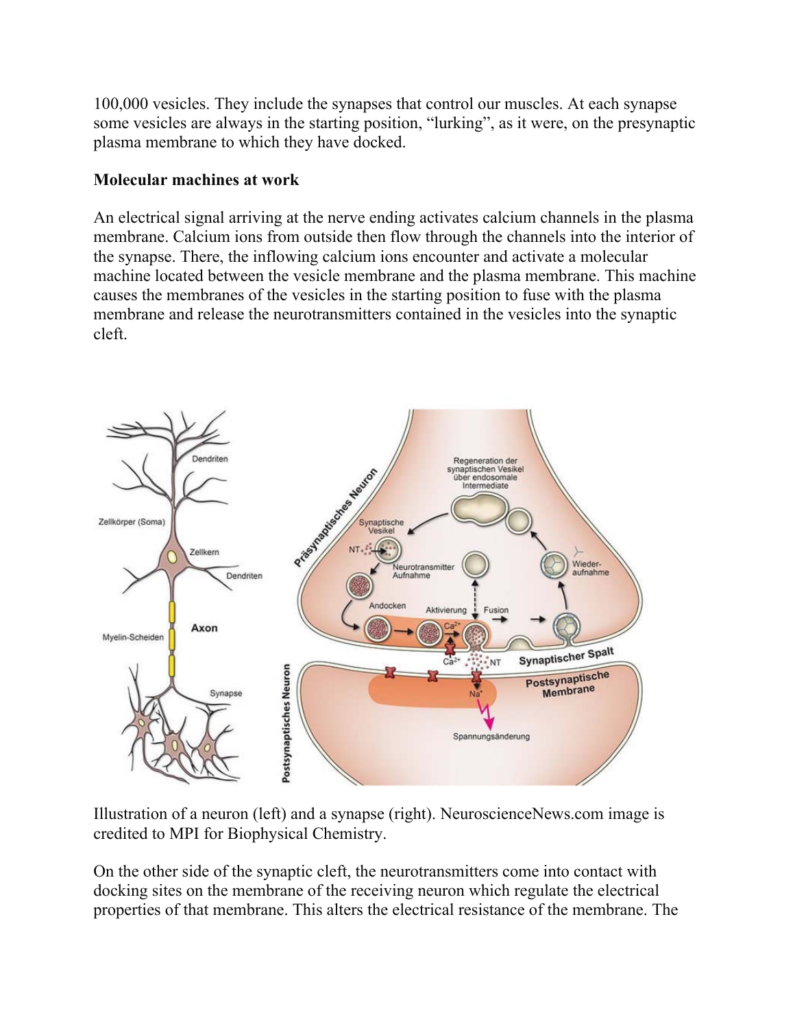100,000 vesicles. They include the synapses that control our muscles. At each synapse some vesicles are always in the starting position, "lurking", as it were, on the presynaptic plasma membrane to which they have docked.

**Molecular machines at work**

An electrical signal arriving at the nerve ending activates calcium channels in the plasma membrane. Calcium ions from outside then flow through the channels into the interior of the synapse. There, the inflowing calcium ions encounter and activate a molecular machine located between the vesicle membrane and the plasma membrane. This machine causes the membranes of the vesicles in the starting position to fuse with the plasma membrane and release the neurotransmitters contained in the vesicles into the synaptic cleft.

Illustration of a neuron (left) and a synapse (right). NeuroscienceNews.com image is credited to MPI for Biophysical Chemistry.

On the other side of the synaptic cleft, the neurotransmitters come into contact with docking sites on the membrane of the receiving neuron which regulate the electrical properties of that membrane. This alters the electrical resistance of the membrane. The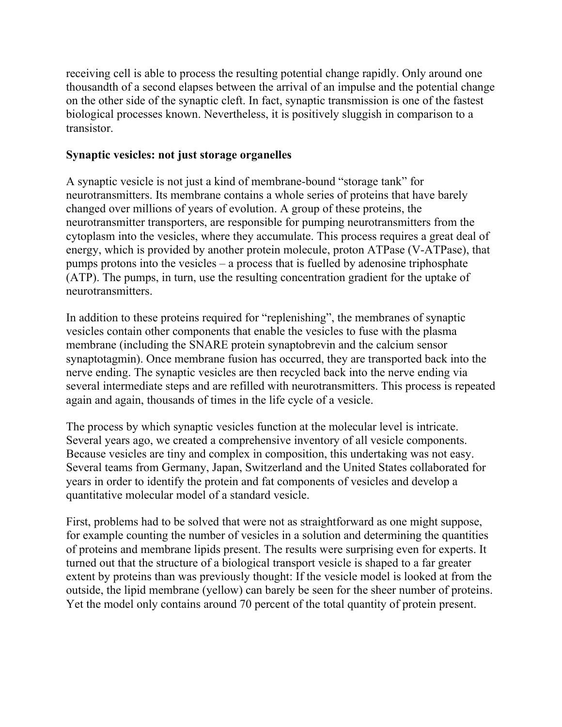receiving cell is able to process the resulting potential change rapidly. Only around one thousandth of a second elapses between the arrival of an impulse and the potential change on the other side of the synaptic cleft. In fact, synaptic transmission is one of the fastest biological processes known. Nevertheless, it is positively sluggish in comparison to a transistor.

**Synaptic vesicles: not just storage organelles**

A synaptic vesicle is not just a kind of membrane-bound "storage tank" for neurotransmitters. Its membrane contains a whole series of proteins that have barely changed over millions of years of evolution. A group of these proteins, the neurotransmitter transporters, are responsible for pumping neurotransmitters from the cytoplasm into the vesicles, where they accumulate. This process requires a great deal of energy, which is provided by another protein molecule, proton ATPase (V-ATPase), that pumps protons into the vesicles – a process that is fuelled by adenosine triphosphate (ATP). The pumps, in turn, use the resulting concentration gradient for the uptake of neurotransmitters.

In addition to these proteins required for "replenishing", the membranes of synaptic vesicles contain other components that enable the vesicles to fuse with the plasma membrane (including the SNARE protein synaptobrevin and the calcium sensor synaptotagmin). Once membrane fusion has occurred, they are transported back into the nerve ending. The synaptic vesicles are then recycled back into the nerve ending via several intermediate steps and are refilled with neurotransmitters. This process is repeated again and again, thousands of times in the life cycle of a vesicle.

The process by which synaptic vesicles function at the molecular level is intricate. Several years ago, we created a comprehensive inventory of all vesicle components. Because vesicles are tiny and complex in composition, this undertaking was not easy. Several teams from Germany, Japan, Switzerland and the United States collaborated for years in order to identify the protein and fat components of vesicles and develop a quantitative molecular model of a standard vesicle.

First, problems had to be solved that were not as straightforward as one might suppose, for example counting the number of vesicles in a solution and determining the quantities of proteins and membrane lipids present. The results were surprising even for experts. It turned out that the structure of a biological transport vesicle is shaped to a far greater extent by proteins than was previously thought: If the vesicle model is looked at from the outside, the lipid membrane (yellow) can barely be seen for the sheer number of proteins. Yet the model only contains around 70 percent of the total quantity of protein present.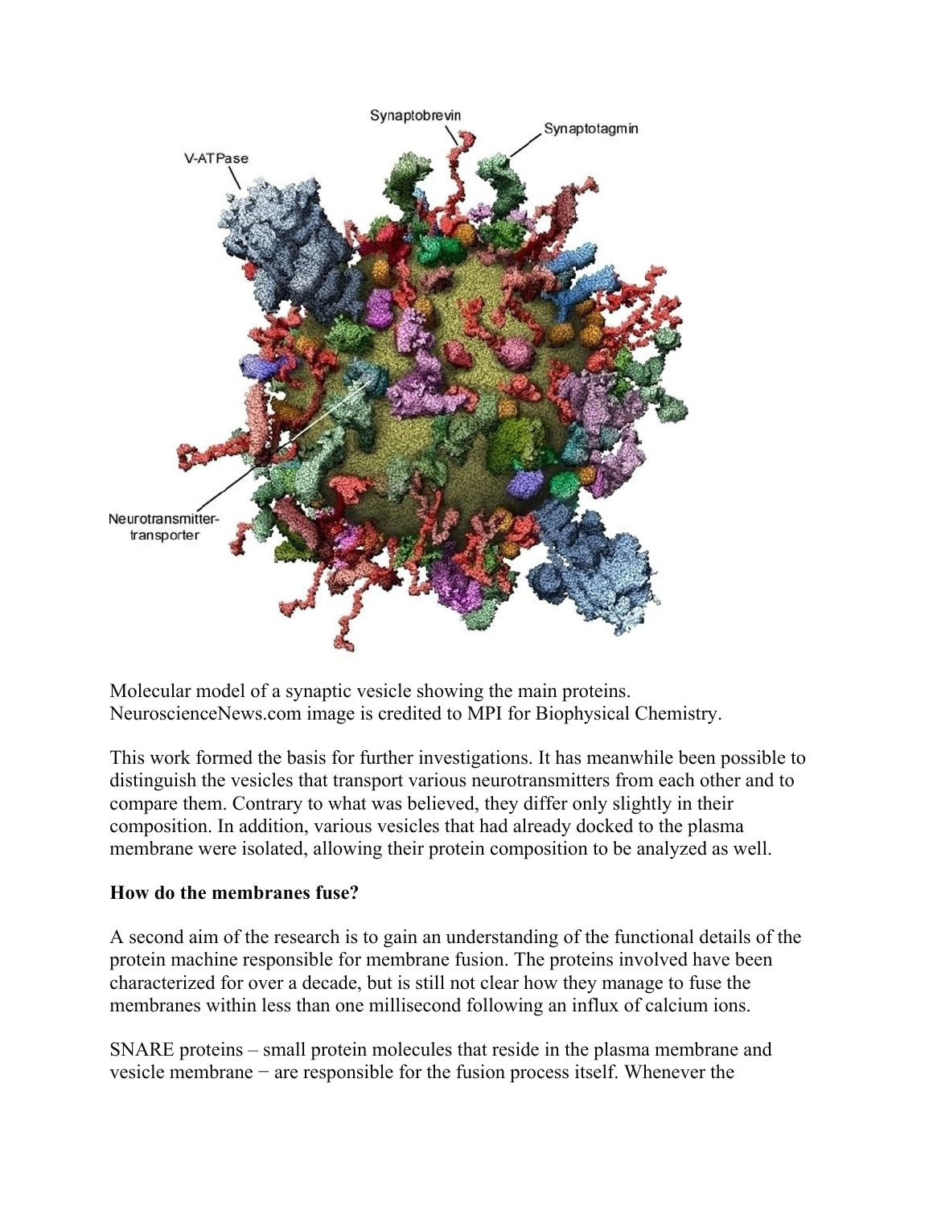Molecular model of a synaptic vesicle showing the main proteins. NeuroscienceNews.com image is credited to MPI for Biophysical Chemistry.

This work formed the basis for further investigations. It has meanwhile been possible to distinguish the vesicles that transport various neurotransmitters from each other and to compare them. Contrary to what was believed, they differ only slightly in their composition. In addition, various vesicles that had already docked to the plasma membrane were isolated, allowing their protein composition to be analyzed as well.

**How do the membranes fuse?**

A second aim of the research is to gain an understanding of the functional details of the protein machine responsible for membrane fusion. The proteins involved have been characterized for over a decade, but is still not clear how they manage to fuse the membranes within less than one millisecond following an influx of calcium ions.

SNARE proteins – small protein molecules that reside in the plasma membrane and vesicle membrane − are responsible for the fusion process itself. Whenever the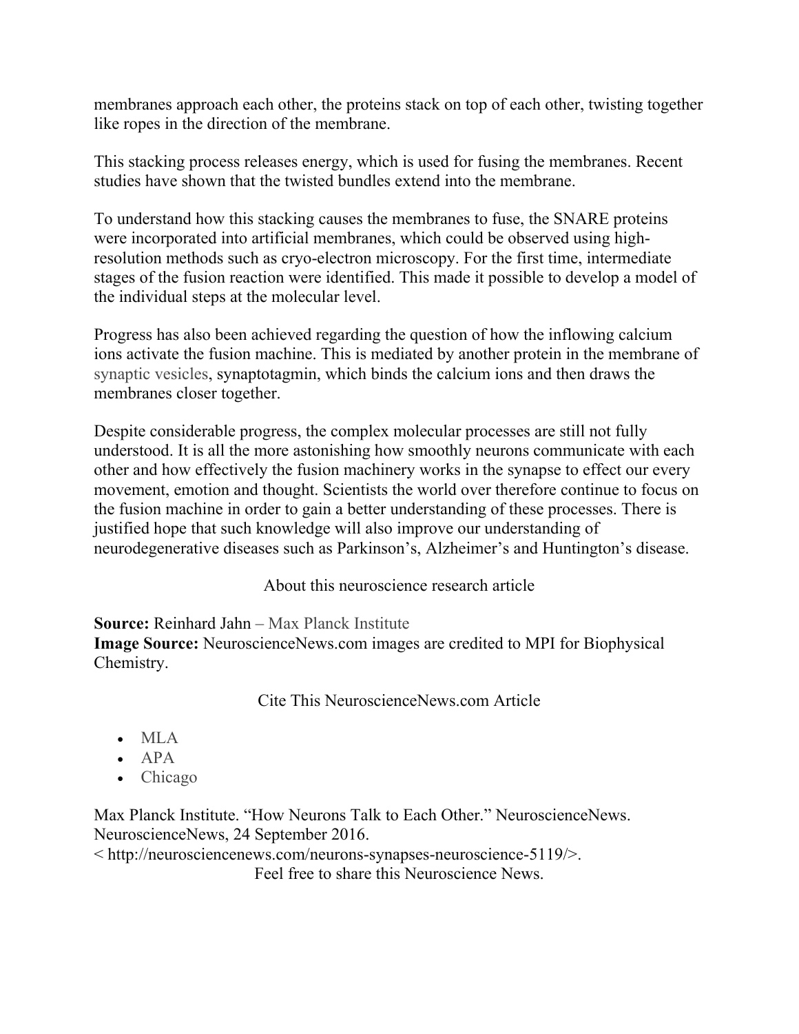membranes approach each other, the proteins stack on top of each other, twisting together like ropes in the direction of the membrane.

This stacking process releases energy, which is used for fusing the membranes. Recent studies have shown that the twisted bundles extend into the membrane.

To understand how this stacking causes the membranes to fuse, the SNARE proteins were incorporated into artificial membranes, which could be observed using high-resolution methods such as cryo-electron microscopy. For the first time, intermediate stages of the fusion reaction were identified. This made it possible to develop a model of the individual steps at the molecular level.

Progress has also been achieved regarding the question of how the inflowing calcium ions activate the fusion machine. This is mediated by another protein in the membrane of synaptic vesicles, synaptotagmin, which binds the calcium ions and then draws the membranes closer together.

Despite considerable progress, the complex molecular processes are still not fully understood. It is all the more astonishing how smoothly neurons communicate with each other and how effectively the fusion machinery works in the synapse to effect our every movement, emotion and thought. Scientists the world over therefore continue to focus on the fusion machine in order to gain a better understanding of these processes. There is justified hope that such knowledge will also improve our understanding of neurodegenerative diseases such as Parkinson's, Alzheimer's and Huntington's disease.

About this neuroscience research article

**Source:** Reinhard Jahn – Max Planck Institute
**Image Source:** NeuroscienceNews.com images are credited to MPI for Biophysical Chemistry.

Cite This NeuroscienceNews.com Article

- MLA
- APA
- Chicago

Max Planck Institute. "How Neurons Talk to Each Other." NeuroscienceNews. NeuroscienceNews, 24 September 2016.
< http://neurosciencenews.com/neurons-synapses-neuroscience-5119/>.
Feel free to share this Neuroscience News.